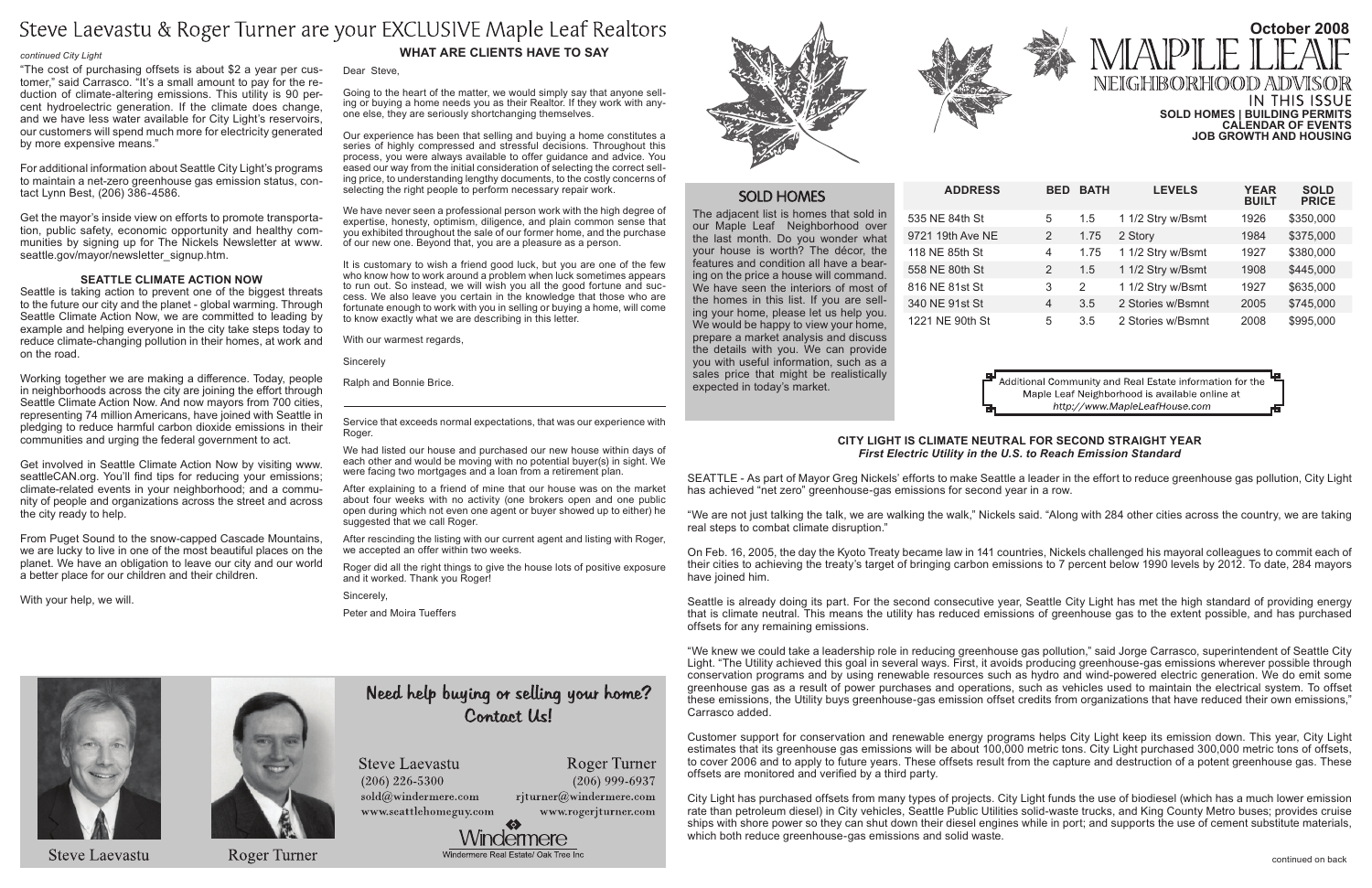# Steve Laevastu & Roger Turner are your EXCLUSIVE Maple Leaf Realtors

*continued City Light*

"The cost of purchasing offsets is about $2 a year per customer," said Carrasco. "It's a small amount to pay for the reduction of climate-altering emissions. This utility is 90 percent hydroelectric generation. If the climate does change, and we have less water available for City Light's reservoirs, our customers will spend much more for electricity generated by more expensive means."

For additional information about Seattle City Light's programs to maintain a net-zero greenhouse gas emission status, contact Lynn Best, (206) 386-4586.

Get the mayor's inside view on efforts to promote transportation, public safety, economic opportunity and healthy communities by signing up for The Nickels Newsletter at www.seattle.gov/mayor/newsletter_signup.htm.

### SEATTLE CLIMATE ACTION NOW

Seattle is taking action to prevent one of the biggest threats to the future our city and the planet - global warming. Through Seattle Climate Action Now, we are committed to leading by example and helping everyone in the city take steps today to reduce climate-changing pollution in their homes, at work and on the road.

Working together we are making a difference. Today, people in neighborhoods across the city are joining the effort through Seattle Climate Action Now. And now mayors from 700 cities, representing 74 million Americans, have joined with Seattle in pledging to reduce harmful carbon dioxide emissions in their communities and urging the federal government to act.

Get involved in Seattle Climate Action Now by visiting www.seattleCAN.org. You'll find tips for reducing your emissions; climate-related events in your neighborhood; and a community of people and organizations across the street and across the city ready to help.

From Puget Sound to the snow-capped Cascade Mountains, we are lucky to live in one of the most beautiful places on the planet. We have an obligation to leave our city and our world a better place for our children and their children.

With your help, we will.

### WHAT ARE CLIENTS HAVE TO SAY

Dear Steve,

Going to the heart of the matter, we would simply say that anyone selling or buying a home needs you as their Realtor. If they work with anyone else, they are seriously shortchanging themselves.

Our experience has been that selling and buying a home constitutes a series of highly compressed and stressful decisions. Throughout this process, you were always available to offer guidance and advice. You eased our way from the initial consideration of selecting the correct selling price, to understanding lengthy documents, to the costly concerns of selecting the right people to perform necessary repair work.

We have never seen a professional person work with the high degree of expertise, honesty, optimism, diligence, and plain common sense that you exhibited throughout the sale of our former home, and the purchase of our new one. Beyond that, you are a pleasure as a person.

It is customary to wish a friend good luck, but you are one of the few who know how to work around a problem when luck sometimes appears to run out. So instead, we will wish you all the good fortune and success. We also leave you certain in the knowledge that those who are fortunate enough to work with you in selling or buying a home, will come to know exactly what we are describing in this letter.

With our warmest regards,

Sincerely

Ralph and Bonnie Brice.

---

Service that exceeds normal expectations, that was our experience with Roger.

We had listed our house and purchased our new house within days of each other and would be moving with no potential buyer(s) in sight. We were facing two mortgages and a loan from a retirement plan.

After explaining to a friend of mine that our house was on the market about four weeks with no activity (one brokers open and one public open during which not even one agent or buyer showed up to either) he suggested that we call Roger.

After rescinding the listing with our current agent and listing with Roger, we accepted an offer within two weeks.

Roger did all the right things to give the house lots of positive exposure and it worked. Thank you Roger!

Sincerely,

Peter and Moira Tueffers

Steve Laevastu

Roger Turner

## Need help buying or selling your home? Contact Us!

Steve Laevastu
(206) 226-5300
sold@windermere.com
www.seattlehomeguy.com

Roger Turner
(206) 999-6937
rjturner@windermere.com
www.rogerjturner.com

Windermere
Windermere Real Estate/ Oak Tree Inc

# MAPLE LEAF NEIGHBORHOOD ADVISOR

**October 2008**

IN THIS ISSUE
**SOLD HOMES | BUILDING PERMITS**
**CALENDAR OF EVENTS**
**JOB GROWTH AND HOUSING**

## SOLD HOMES

The adjacent list is homes that sold in our Maple Leaf Neighborhood over the last month. Do you wonder what your house is worth? The décor, the features and condition all have a bearing on the price a house will command. We have seen the interiors of most of the homes in this list. If you are selling your home, please let us help you. We would be happy to view your home, prepare a market analysis and discuss the details with you. We can provide you with useful information, such as a sales price that might be realistically expected in today's market.

| ADDRESS | BED | BATH | LEVELS | YEAR BUILT | SOLD PRICE |
|---|---|---|---|---|---|
| 535 NE 84th St | 5 | 1.5 | 1 1/2 Stry w/Bsmt | 1926 | $350,000 |
| 9721 19th Ave NE | 2 | 1.75 | 2 Story | 1984 | $375,000 |
| 118 NE 85th St | 4 | 1.75 | 1 1/2 Stry w/Bsmt | 1927 | $380,000 |
| 558 NE 80th St | 2 | 1.5 | 1 1/2 Stry w/Bsmt | 1908 | $445,000 |
| 816 NE 81st St | 3 | 2 | 1 1/2 Stry w/Bsmt | 1927 | $635,000 |
| 340 NE 91st St | 4 | 3.5 | 2 Stories w/Bsmnt | 2005 | $745,000 |
| 1221 NE 90th St | 5 | 3.5 | 2 Stories w/Bsmnt | 2008 | $995,000 |

Additional Community and Real Estate information for the Maple Leaf Neighborhood is available online at *http://www.MapleLeafHouse.com*

### CITY LIGHT IS CLIMATE NEUTRAL FOR SECOND STRAIGHT YEAR
***First Electric Utility in the U.S. to Reach Emission Standard***

SEATTLE - As part of Mayor Greg Nickels' efforts to make Seattle a leader in the effort to reduce greenhouse gas pollution, City Light has achieved "net zero" greenhouse-gas emissions for second year in a row.

"We are not just talking the talk, we are walking the walk," Nickels said. "Along with 284 other cities across the country, we are taking real steps to combat climate disruption."

On Feb. 16, 2005, the day the Kyoto Treaty became law in 141 countries, Nickels challenged his mayoral colleagues to commit each of their cities to achieving the treaty's target of bringing carbon emissions to 7 percent below 1990 levels by 2012. To date, 284 mayors have joined him.

Seattle is already doing its part. For the second consecutive year, Seattle City Light has met the high standard of providing energy that is climate neutral. This means the utility has reduced emissions of greenhouse gas to the extent possible, and has purchased offsets for any remaining emissions.

"We knew we could take a leadership role in reducing greenhouse gas pollution," said Jorge Carrasco, superintendent of Seattle City Light. "The Utility achieved this goal in several ways. First, it avoids producing greenhouse-gas emissions wherever possible through conservation programs and by using renewable resources such as hydro and wind-powered electric generation. We do emit some greenhouse gas as a result of power purchases and operations, such as vehicles used to maintain the electrical system. To offset these emissions, the Utility buys greenhouse-gas emission offset credits from organizations that have reduced their own emissions," Carrasco added.

Customer support for conservation and renewable energy programs helps City Light keep its emission down. This year, City Light estimates that its greenhouse gas emissions will be about 100,000 metric tons. City Light purchased 300,000 metric tons of offsets, to cover 2006 and to apply to future years. These offsets result from the capture and destruction of a potent greenhouse gas. These offsets are monitored and verified by a third party.

City Light has purchased offsets from many types of projects. City Light funds the use of biodiesel (which has a much lower emission rate than petroleum diesel) in City vehicles, Seattle Public Utilities solid-waste trucks, and King County Metro buses; provides cruise ships with shore power so they can shut down their diesel engines while in port; and supports the use of cement substitute materials, which both reduce greenhouse-gas emissions and solid waste.

continued on back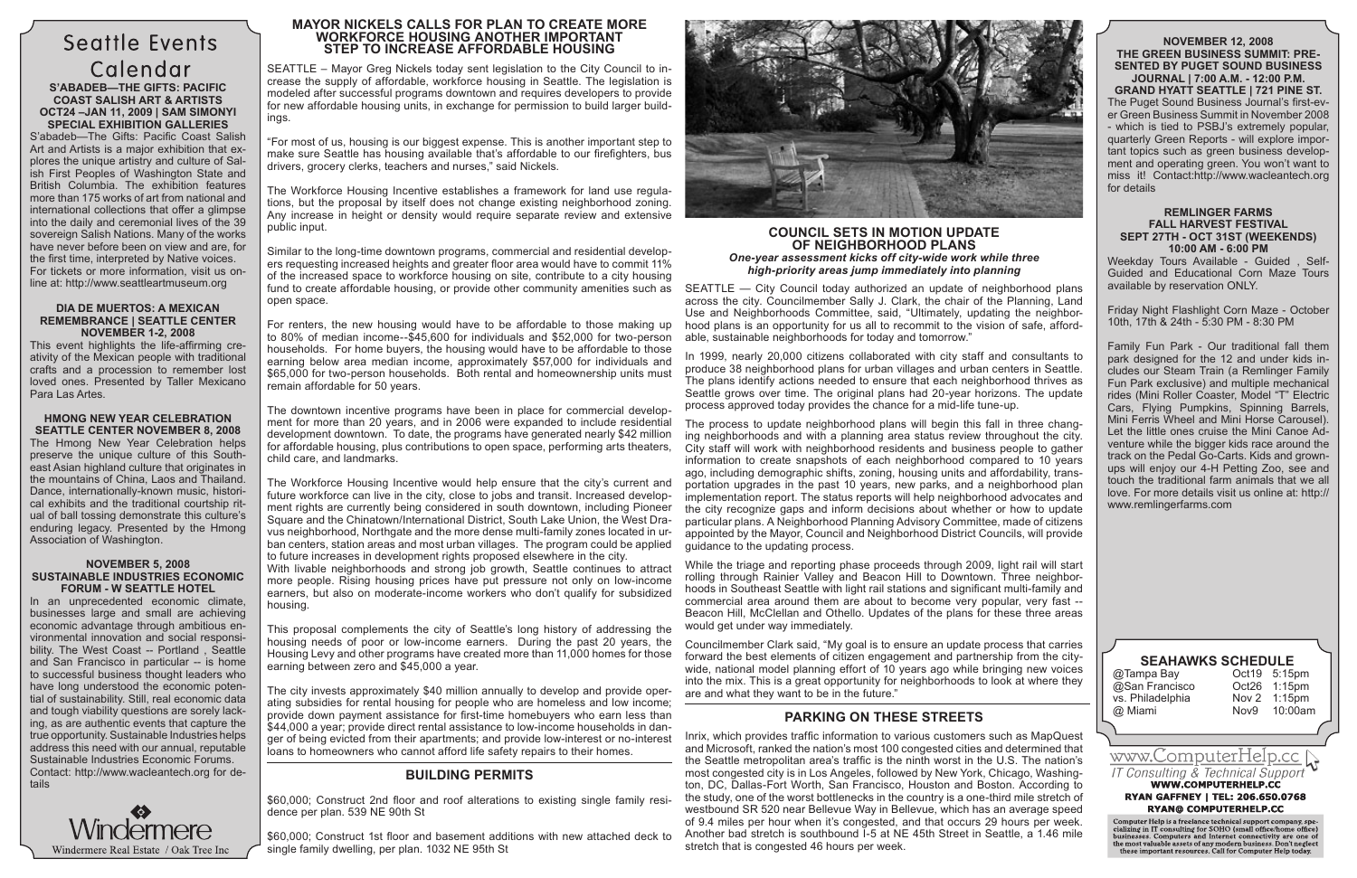# Seattle Events Calendar

### S'ABADEB—THE GIFTS: PACIFIC COAST SALISH ART & ARTISTS OCT24 –JAN 11, 2009 | SAM SIMONYI SPECIAL EXHIBITION GALLERIES

S'abadeb—The Gifts: Pacific Coast Salish Art and Artists is a major exhibition that explores the unique artistry and culture of Salish First Peoples of Washington State and British Columbia. The exhibition features more than 175 works of art from national and international collections that offer a glimpse into the daily and ceremonial lives of the 39 sovereign Salish Nations. Many of the works have never before been on view and are, for the first time, interpreted by Native voices. For tickets or more information, visit us online at: http://www.seattleartmuseum.org

### DIA DE MUERTOS: A MEXICAN REMEMBRANCE | SEATTLE CENTER NOVEMBER 1-2, 2008

This event highlights the life-affirming creativity of the Mexican people with traditional crafts and a procession to remember lost loved ones. Presented by Taller Mexicano Para Las Artes.

### HMONG NEW YEAR CELEBRATION SEATTLE CENTER NOVEMBER 8, 2008

The Hmong New Year Celebration helps preserve the unique culture of this Southeast Asian highland culture that originates in the mountains of China, Laos and Thailand. Dance, internationally-known music, historical exhibits and the traditional courtship ritual of ball tossing demonstrate this culture's enduring legacy. Presented by the Hmong Association of Washington.

### NOVEMBER 5, 2008 SUSTAINABLE INDUSTRIES ECONOMIC FORUM - W SEATTLE HOTEL

In an unprecedented economic climate, businesses large and small are achieving economic advantage through ambitious environmental innovation and social responsibility. The West Coast -- Portland , Seattle and San Francisco in particular -- is home to successful business thought leaders who have long understood the economic potential of sustainability. Still, real economic data and tough viability questions are sorely lacking, as are authentic events that capture the true opportunity. Sustainable Industries helps address this need with our annual, reputable Sustainable Industries Economic Forums. Contact: http://www.wacleantech.org for details

Windermere

Windermere Real Estate / Oak Tree Inc

## MAYOR NICKELS CALLS FOR PLAN TO CREATE MORE WORKFORCE HOUSING ANOTHER IMPORTANT STEP TO INCREASE AFFORDABLE HOUSING

SEATTLE – Mayor Greg Nickels today sent legislation to the City Council to increase the supply of affordable, workforce housing in Seattle. The legislation is modeled after successful programs downtown and requires developers to provide for new affordable housing units, in exchange for permission to build larger buildings.

"For most of us, housing is our biggest expense. This is another important step to make sure Seattle has housing available that's affordable to our firefighters, bus drivers, grocery clerks, teachers and nurses," said Nickels.

The Workforce Housing Incentive establishes a framework for land use regulations, but the proposal by itself does not change existing neighborhood zoning. Any increase in height or density would require separate review and extensive public input.

Similar to the long-time downtown programs, commercial and residential developers requesting increased heights and greater floor area would have to commit 11% of the increased space to workforce housing on site, contribute to a city housing fund to create affordable housing, or provide other community amenities such as open space.

For renters, the new housing would have to be affordable to those making up to 80% of median income--$45,600 for individuals and $52,000 for two-person households. For home buyers, the housing would have to be affordable to those earning below area median income, approximately $57,000 for individuals and $65,000 for two-person households. Both rental and homeownership units must remain affordable for 50 years.

The downtown incentive programs have been in place for commercial development for more than 20 years, and in 2006 were expanded to include residential development downtown. To date, the programs have generated nearly $42 million for affordable housing, plus contributions to open space, performing arts theaters, child care, and landmarks.

The Workforce Housing Incentive would help ensure that the city's current and future workforce can live in the city, close to jobs and transit. Increased development rights are currently being considered in south downtown, including Pioneer Square and the Chinatown/International District, South Lake Union, the West Dravus neighborhood, Northgate and the more dense multi-family zones located in urban centers, station areas and most urban villages. The program could be applied to future increases in development rights proposed elsewhere in the city.
With livable neighborhoods and strong job growth, Seattle continues to attract more people. Rising housing prices have put pressure not only on low-income earners, but also on moderate-income workers who don't qualify for subsidized housing.

This proposal complements the city of Seattle's long history of addressing the housing needs of poor or low-income earners. During the past 20 years, the Housing Levy and other programs have created more than 11,000 homes for those earning between zero and $45,000 a year.

The city invests approximately $40 million annually to develop and provide operating subsidies for rental housing for people who are homeless and low income; provide down payment assistance for first-time homebuyers who earn less than $44,000 a year; provide direct rental assistance to low-income households in danger of being evicted from their apartments; and provide low-interest or no-interest loans to homeowners who cannot afford life safety repairs to their homes.

## BUILDING PERMITS

$60,000; Construct 2nd floor and roof alterations to existing single family residence per plan. 539 NE 90th St

$60,000; Construct 1st floor and basement additions with new attached deck to single family dwelling, per plan. 1032 NE 95th St

## COUNCIL SETS IN MOTION UPDATE OF NEIGHBORHOOD PLANS

***One-year assessment kicks off city-wide work while three high-priority areas jump immediately into planning***

SEATTLE — City Council today authorized an update of neighborhood plans across the city. Councilmember Sally J. Clark, the chair of the Planning, Land Use and Neighborhoods Committee, said, "Ultimately, updating the neighborhood plans is an opportunity for us all to recommit to the vision of safe, affordable, sustainable neighborhoods for today and tomorrow."

In 1999, nearly 20,000 citizens collaborated with city staff and consultants to produce 38 neighborhood plans for urban villages and urban centers in Seattle. The plans identify actions needed to ensure that each neighborhood thrives as Seattle grows over time. The original plans had 20-year horizons. The update process approved today provides the chance for a mid-life tune-up.

The process to update neighborhood plans will begin this fall in three changing neighborhoods and with a planning area status review throughout the city. City staff will work with neighborhood residents and business people to gather information to create snapshots of each neighborhood compared to 10 years ago, including demographic shifts, zoning, housing units and affordability, transportation upgrades in the past 10 years, new parks, and a neighborhood plan implementation report. The status reports will help neighborhood advocates and the city recognize gaps and inform decisions about whether or how to update particular plans. A Neighborhood Planning Advisory Committee, made of citizens appointed by the Mayor, Council and Neighborhood District Councils, will provide guidance to the updating process.

While the triage and reporting phase proceeds through 2009, light rail will start rolling through Rainier Valley and Beacon Hill to Downtown. Three neighborhoods in Southeast Seattle with light rail stations and significant multi-family and commercial area around them are about to become very popular, very fast -- Beacon Hill, McClellan and Othello. Updates of the plans for these three areas would get under way immediately.

Councilmember Clark said, "My goal is to ensure an update process that carries forward the best elements of citizen engagement and partnership from the citywide, national model planning effort of 10 years ago while bringing new voices into the mix. This is a great opportunity for neighborhoods to look at where they are and what they want to be in the future."

## PARKING ON THESE STREETS

Inrix, which provides traffic information to various customers such as MapQuest and Microsoft, ranked the nation's most 100 congested cities and determined that the Seattle metropolitan area's traffic is the ninth worst in the U.S. The nation's most congested city is in Los Angeles, followed by New York, Chicago, Washington, DC, Dallas-Fort Worth, San Francisco, Houston and Boston. According to the study, one of the worst bottlenecks in the country is a one-third mile stretch of westbound SR 520 near Bellevue Way in Bellevue, which has an average speed of 9.4 miles per hour when it's congested, and that occurs 29 hours per week. Another bad stretch is southbound I-5 at NE 45th Street in Seattle, a 1.46 mile stretch that is congested 46 hours per week.

### NOVEMBER 12, 2008 THE GREEN BUSINESS SUMMIT: PRESENTED BY PUGET SOUND BUSINESS JOURNAL | 7:00 A.M. - 12:00 P.M. GRAND HYATT SEATTLE | 721 PINE ST.

The Puget Sound Business Journal's first-ever Green Business Summit in November 2008 - which is tied to PSBJ's extremely popular, quarterly Green Reports - will explore important topics such as green business development and operating green. You won't want to miss it! Contact:http://www.wacleantech.org for details

### REMLINGER FARMS FALL HARVEST FESTIVAL SEPT 27TH - OCT 31ST (WEEKENDS) 10:00 AM - 6:00 PM

Weekday Tours Available - Guided , Self-Guided and Educational Corn Maze Tours available by reservation ONLY.

Friday Night Flashlight Corn Maze - October 10th, 17th & 24th - 5:30 PM - 8:30 PM

Family Fun Park - Our traditional fall them park designed for the 12 and under kids includes our Steam Train (a Remlinger Family Fun Park exclusive) and multiple mechanical rides (Mini Roller Coaster, Model "T" Electric Cars, Flying Pumpkins, Spinning Barrels, Mini Ferris Wheel and Mini Horse Carousel). Let the little ones cruise the Mini Canoe Adventure while the bigger kids race around the track on the Pedal Go-Carts. Kids and grown-ups will enjoy our 4-H Petting Zoo, see and touch the traditional farm animals that we all love. For more details visit us online at: http://www.remlingerfarms.com

### SEAHAWKS SCHEDULE

| | | |
|---|---|---|
| @Tampa Bay | Oct19 | 5:15pm |
| @San Francisco | Oct26 | 1:15pm |
| vs. Philadelphia | Nov 2 | 1:15pm |
| @ Miami | Nov9 | 10:00am |

www.ComputerHelp.cc
IT Consulting & Technical Support
**WWW.COMPUTERHELP.CC**
**RYAN GAFFNEY | TEL: 206.650.0768**
**RYAN@ COMPUTERHELP.CC**

Computer Help is a freelance technical support company, specializing in IT consulting for SOHO (small office/home office) businesses. Computers and Internet connectivity are one of the most valuable assets of any modern business. Don't neglect these important resources. Call for Computer Help today.